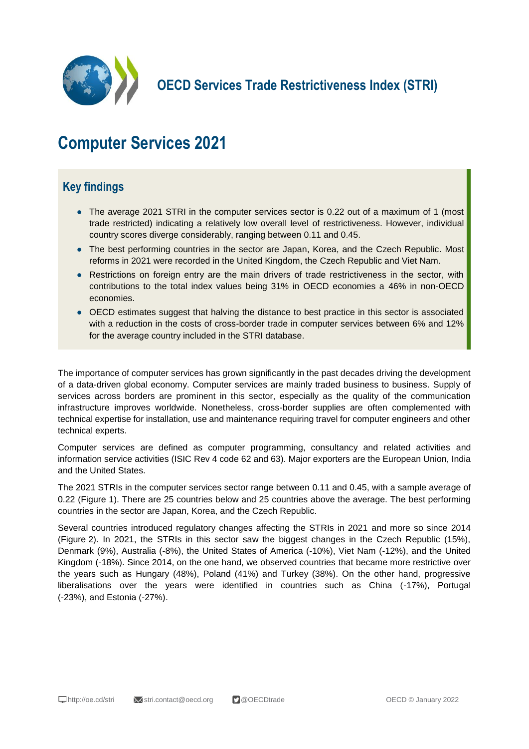**OECD Services Trade Restrictiveness Index (STRI)**

# Computer Services 2021

## Key findings

- The average 2021 STRI in the computer services sector is 0.22 out of a maximum of 1 (most trade restricted) indicating a relatively low overall level of restrictiveness. However, individual country scores diverge considerably, ranging between 0.11 and 0.45.
- The best performing countries in the sector are Japan, Korea, and the Czech Republic. Most reforms in 2021 were recorded in the United Kingdom, the Czech Republic and Viet Nam.
- Restrictions on foreign entry are the main drivers of trade restrictiveness in the sector, with contributions to the total index values being 31% in OECD economies a 46% in non-OECD economies.
- OECD estimates suggest that halving the distance to best practice in this sector is associated with a reduction in the costs of cross-border trade in computer services between 6% and 12% for the average country included in the STRI database.

The importance of computer services has grown significantly in the past decades driving the development of a data-driven global economy. Computer services are mainly traded business to business. Supply of services across borders are prominent in this sector, especially as the quality of the communication infrastructure improves worldwide. Nonetheless, cross-border supplies are often complemented with technical expertise for installation, use and maintenance requiring travel for computer engineers and other technical experts.

Computer services are defined as computer programming, consultancy and related activities and information service activities (ISIC Rev 4 code 62 and 63). Major exporters are the European Union, India and the United States.

The 2021 STRIs in the computer services sector range between 0.11 and 0.45, with a sample average of 0.22 (Figure 1). There are 25 countries below and 25 countries above the average. The best performing countries in the sector are Japan, Korea, and the Czech Republic.

Several countries introduced regulatory changes affecting the STRIs in 2021 and more so since 2014 (Figure 2). In 2021, the STRIs in this sector saw the biggest changes in the Czech Republic (15%), Denmark (9%), Australia (-8%), the United States of America (-10%), Viet Nam (-12%), and the United Kingdom (-18%). Since 2014, on the one hand, we observed countries that became more restrictive over the years such as Hungary (48%), Poland (41%) and Turkey (38%). On the other hand, progressive liberalisations over the years were identified in countries such as China (-17%), Portugal (-23%), and Estonia (-27%).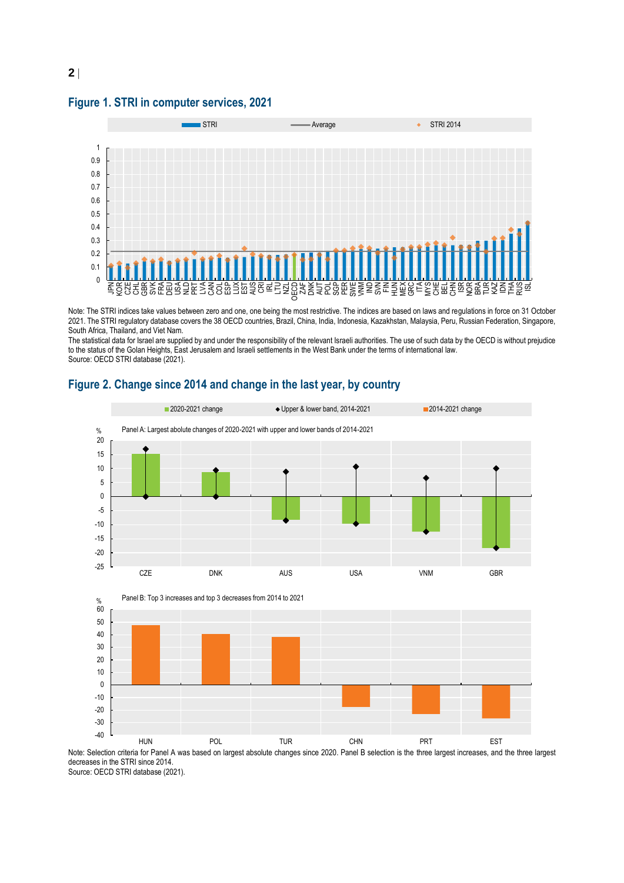## Figure 1. STRI in computer services, 2021

Note: The STRI indices take values between zero and one, one being the most restrictive. The indices are based on laws and regulations in force on 31 October 2021. The STRI regulatory database covers the 38 OECD countries, Brazil, China, India, Indonesia, Kazakhstan, Malaysia, Peru, Russian Federation, Singapore, South Africa, Thailand, and Viet Nam.

The statistical data for Israel are supplied by and under the responsibility of the relevant Israeli authorities. The use of such data by the OECD is without prejudice to the status of the Golan Heights, East Jerusalem and Israeli settlements in the West Bank under the terms of international law.

Source: OECD STRI database (2021).

## Figure 2. Change since 2014 and change in the last year, by country

Note: Selection criteria for Panel A was based on largest absolute changes since 2020. Panel B selection is the three largest increases, and the three largest decreases in the STRI since 2014.

Source: OECD STRI database (2021).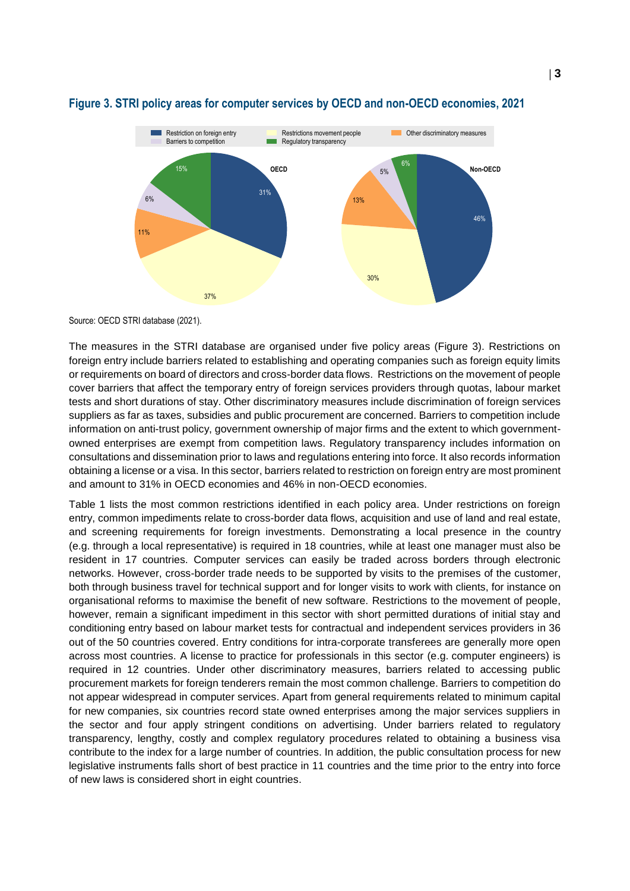**Figure 3. STRI policy areas for computer services by OECD and non-OECD economies, 2021**

Source: OECD STRI database (2021).

The measures in the STRI database are organised under five policy areas (Figure 3). Restrictions on foreign entry include barriers related to establishing and operating companies such as foreign equity limits or requirements on board of directors and cross-border data flows. Restrictions on the movement of people cover barriers that affect the temporary entry of foreign services providers through quotas, labour market tests and short durations of stay. Other discriminatory measures include discrimination of foreign services suppliers as far as taxes, subsidies and public procurement are concerned. Barriers to competition include information on anti-trust policy, government ownership of major firms and the extent to which government-owned enterprises are exempt from competition laws. Regulatory transparency includes information on consultations and dissemination prior to laws and regulations entering into force. It also records information obtaining a license or a visa. In this sector, barriers related to restriction on foreign entry are most prominent and amount to 31% in OECD economies and 46% in non-OECD economies.

Table 1 lists the most common restrictions identified in each policy area. Under restrictions on foreign entry, common impediments relate to cross-border data flows, acquisition and use of land and real estate, and screening requirements for foreign investments. Demonstrating a local presence in the country (e.g. through a local representative) is required in 18 countries, while at least one manager must also be resident in 17 countries. Computer services can easily be traded across borders through electronic networks. However, cross-border trade needs to be supported by visits to the premises of the customer, both through business travel for technical support and for longer visits to work with clients, for instance on organisational reforms to maximise the benefit of new software. Restrictions to the movement of people, however, remain a significant impediment in this sector with short permitted durations of initial stay and conditioning entry based on labour market tests for contractual and independent services providers in 36 out of the 50 countries covered. Entry conditions for intra-corporate transferees are generally more open across most countries. A license to practice for professionals in this sector (e.g. computer engineers) is required in 12 countries. Under other discriminatory measures, barriers related to accessing public procurement markets for foreign tenderers remain the most common challenge. Barriers to competition do not appear widespread in computer services. Apart from general requirements related to minimum capital for new companies, six countries record state owned enterprises among the major services suppliers in the sector and four apply stringent conditions on advertising. Under barriers related to regulatory transparency, lengthy, costly and complex regulatory procedures related to obtaining a business visa contribute to the index for a large number of countries. In addition, the public consultation process for new legislative instruments falls short of best practice in 11 countries and the time prior to the entry into force of new laws is considered short in eight countries.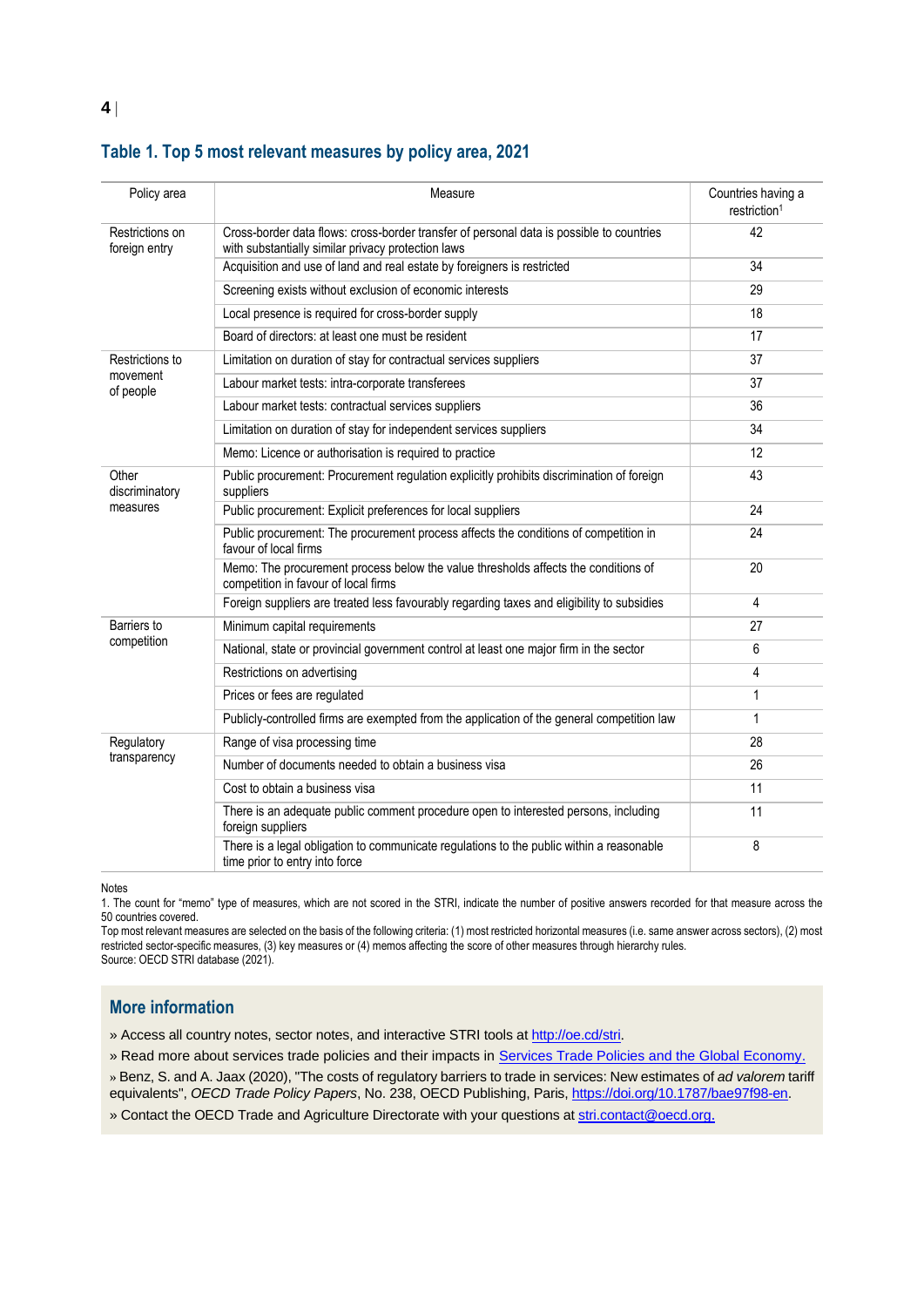## Table 1. Top 5 most relevant measures by policy area, 2021

| Policy area | Measure | Countries having a restriction[1] |
|---|---|---|
| Restrictions on foreign entry | Cross-border data flows: cross-border transfer of personal data is possible to countries with substantially similar privacy protection laws | 42 |
| | Acquisition and use of land and real estate by foreigners is restricted | 34 |
| | Screening exists without exclusion of economic interests | 29 |
| | Local presence is required for cross-border supply | 18 |
| | Board of directors: at least one must be resident | 17 |
| Restrictions to movement of people | Limitation on duration of stay for contractual services suppliers | 37 |
| | Labour market tests: intra-corporate transferees | 37 |
| | Labour market tests: contractual services suppliers | 36 |
| | Limitation on duration of stay for independent services suppliers | 34 |
| | Memo: Licence or authorisation is required to practice | 12 |
| Other discriminatory measures | Public procurement: Procurement regulation explicitly prohibits discrimination of foreign suppliers | 43 |
| | Public procurement: Explicit preferences for local suppliers | 24 |
| | Public procurement: The procurement process affects the conditions of competition in favour of local firms | 24 |
| | Memo: The procurement process below the value thresholds affects the conditions of competition in favour of local firms | 20 |
| | Foreign suppliers are treated less favourably regarding taxes and eligibility to subsidies | 4 |
| Barriers to competition | Minimum capital requirements | 27 |
| | National, state or provincial government control at least one major firm in the sector | 6 |
| | Restrictions on advertising | 4 |
| | Prices or fees are regulated | 1 |
| | Publicly-controlled firms are exempted from the application of the general competition law | 1 |
| Regulatory transparency | Range of visa processing time | 28 |
| | Number of documents needed to obtain a business visa | 26 |
| | Cost to obtain a business visa | 11 |
| | There is an adequate public comment procedure open to interested persons, including foreign suppliers | 11 |
| | There is a legal obligation to communicate regulations to the public within a reasonable time prior to entry into force | 8 |

Notes

1. The count for "memo" type of measures, which are not scored in the STRI, indicate the number of positive answers recorded for that measure across the 50 countries covered.

Top most relevant measures are selected on the basis of the following criteria: (1) most restricted horizontal measures (i.e. same answer across sectors), (2) most restricted sector-specific measures, (3) key measures or (4) memos affecting the score of other measures through hierarchy rules.

Source: OECD STRI database (2021).

## More information

» Access all country notes, sector notes, and interactive STRI tools at http://oe.cd/stri.

» Read more about services trade policies and their impacts in Services Trade Policies and the Global Economy.

» Benz, S. and A. Jaax (2020), "The costs of regulatory barriers to trade in services: New estimates of *ad valorem* tariff equivalents", *OECD Trade Policy Papers*, No. 238, OECD Publishing, Paris, https://doi.org/10.1787/bae97f98-en.

» Contact the OECD Trade and Agriculture Directorate with your questions at stri.contact@oecd.org.